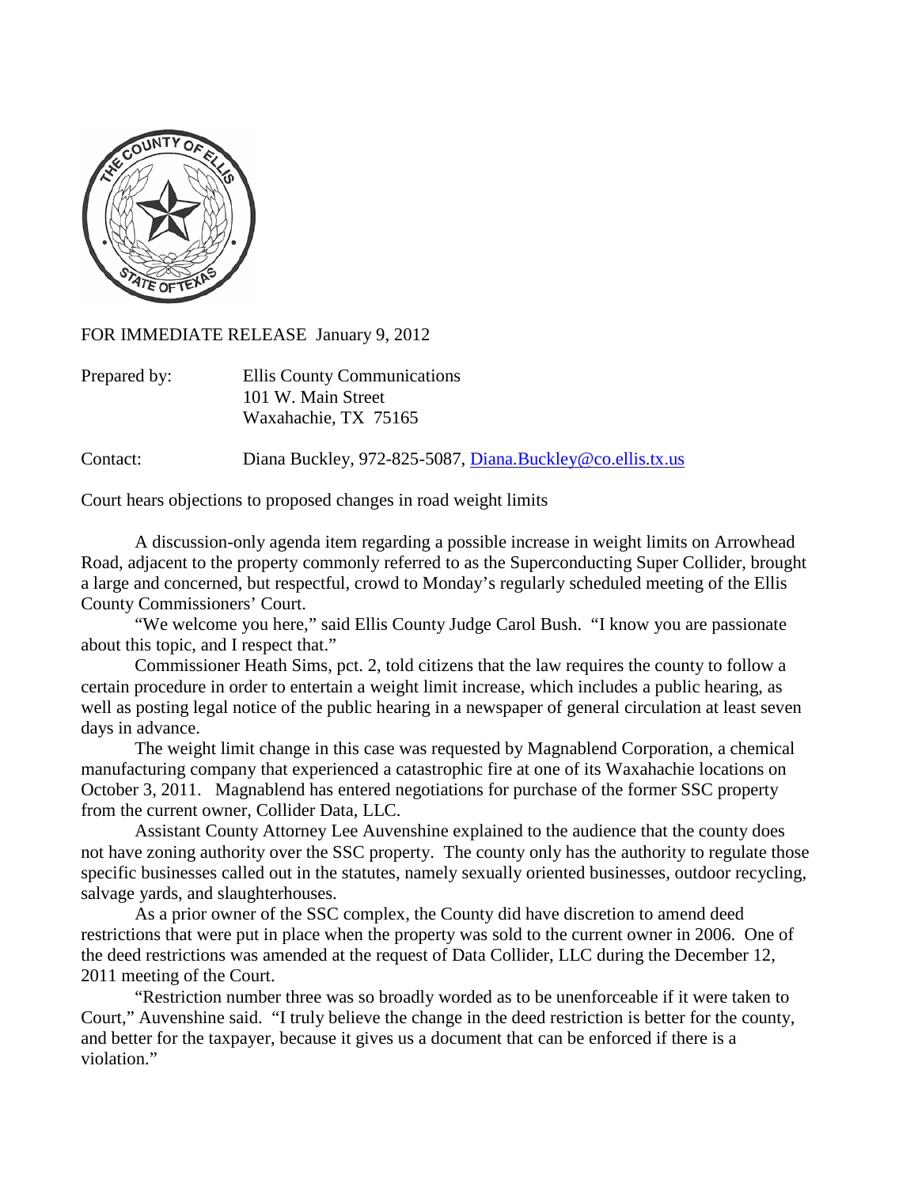FOR IMMEDIATE RELEASE January 9, 2012

Prepared by: Ellis County Communications
101 W. Main Street
Waxahachie, TX 75165

Contact: Diana Buckley, 972-825-5087, [Diana.Buckley@co.ellis.tx.us](mailto:Diana.Buckley@co.ellis.tx.us)

Court hears objections to proposed changes in road weight limits

A discussion-only agenda item regarding a possible increase in weight limits on Arrowhead Road, adjacent to the property commonly referred to as the Superconducting Super Collider, brought a large and concerned, but respectful, crowd to Monday's regularly scheduled meeting of the Ellis County Commissioners' Court.

"We welcome you here," said Ellis County Judge Carol Bush. "I know you are passionate about this topic, and I respect that."

Commissioner Heath Sims, pct. 2, told citizens that the law requires the county to follow a certain procedure in order to entertain a weight limit increase, which includes a public hearing, as well as posting legal notice of the public hearing in a newspaper of general circulation at least seven days in advance.

The weight limit change in this case was requested by Magnablend Corporation, a chemical manufacturing company that experienced a catastrophic fire at one of its Waxahachie locations on October 3, 2011. Magnablend has entered negotiations for purchase of the former SSC property from the current owner, Collider Data, LLC.

Assistant County Attorney Lee Auvenshine explained to the audience that the county does not have zoning authority over the SSC property. The county only has the authority to regulate those specific businesses called out in the statutes, namely sexually oriented businesses, outdoor recycling, salvage yards, and slaughterhouses.

As a prior owner of the SSC complex, the County did have discretion to amend deed restrictions that were put in place when the property was sold to the current owner in 2006. One of the deed restrictions was amended at the request of Data Collider, LLC during the December 12, 2011 meeting of the Court.

"Restriction number three was so broadly worded as to be unenforceable if it were taken to Court," Auvenshine said. "I truly believe the change in the deed restriction is better for the county, and better for the taxpayer, because it gives us a document that can be enforced if there is a violation."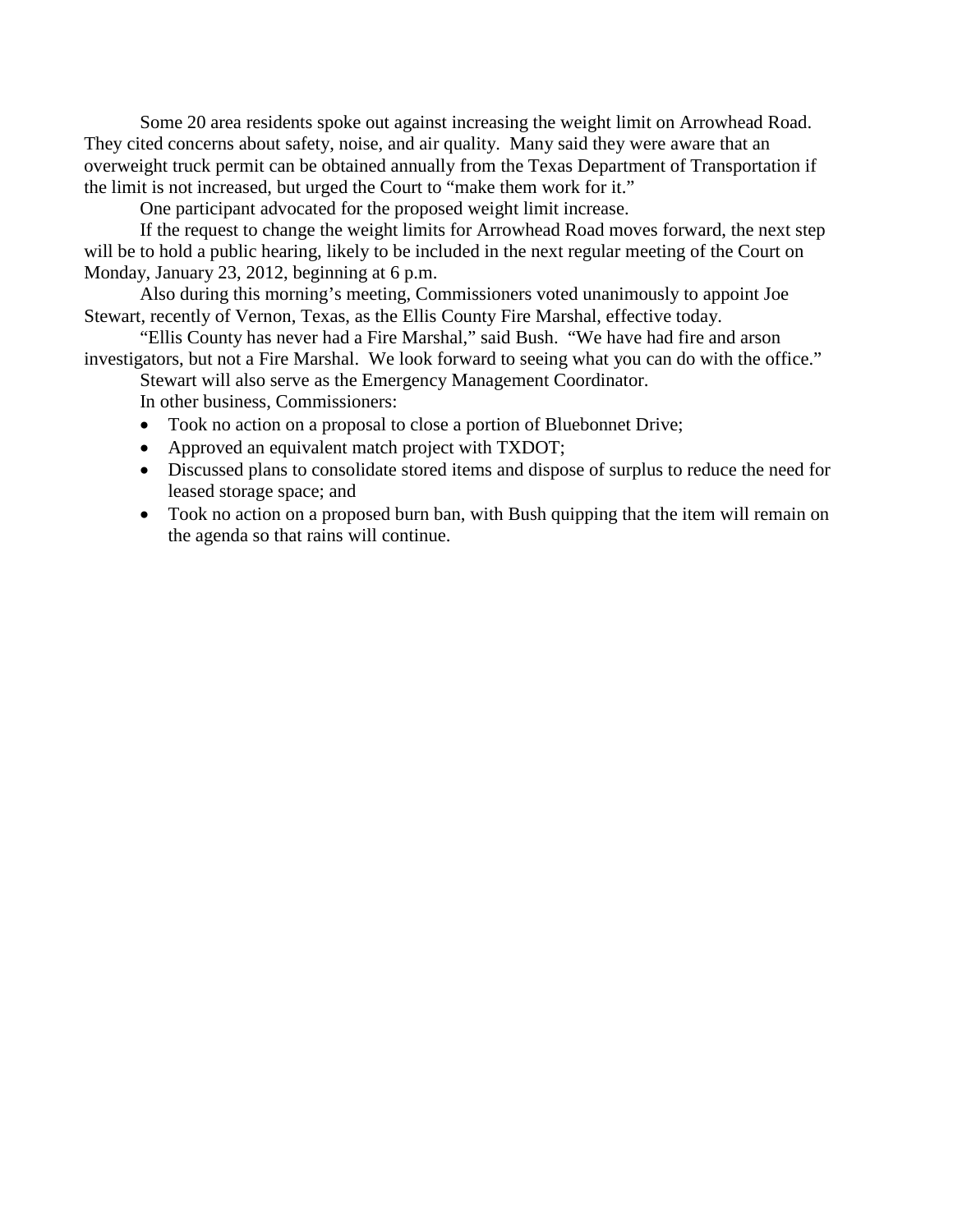Some 20 area residents spoke out against increasing the weight limit on Arrowhead Road. They cited concerns about safety, noise, and air quality. Many said they were aware that an overweight truck permit can be obtained annually from the Texas Department of Transportation if the limit is not increased, but urged the Court to "make them work for it."

One participant advocated for the proposed weight limit increase.

If the request to change the weight limits for Arrowhead Road moves forward, the next step will be to hold a public hearing, likely to be included in the next regular meeting of the Court on Monday, January 23, 2012, beginning at 6 p.m.

Also during this morning's meeting, Commissioners voted unanimously to appoint Joe Stewart, recently of Vernon, Texas, as the Ellis County Fire Marshal, effective today.

"Ellis County has never had a Fire Marshal," said Bush. "We have had fire and arson investigators, but not a Fire Marshal. We look forward to seeing what you can do with the office."

Stewart will also serve as the Emergency Management Coordinator.

In other business, Commissioners:

- Took no action on a proposal to close a portion of Bluebonnet Drive;
- Approved an equivalent match project with TXDOT;
- Discussed plans to consolidate stored items and dispose of surplus to reduce the need for leased storage space; and
- Took no action on a proposed burn ban, with Bush quipping that the item will remain on the agenda so that rains will continue.